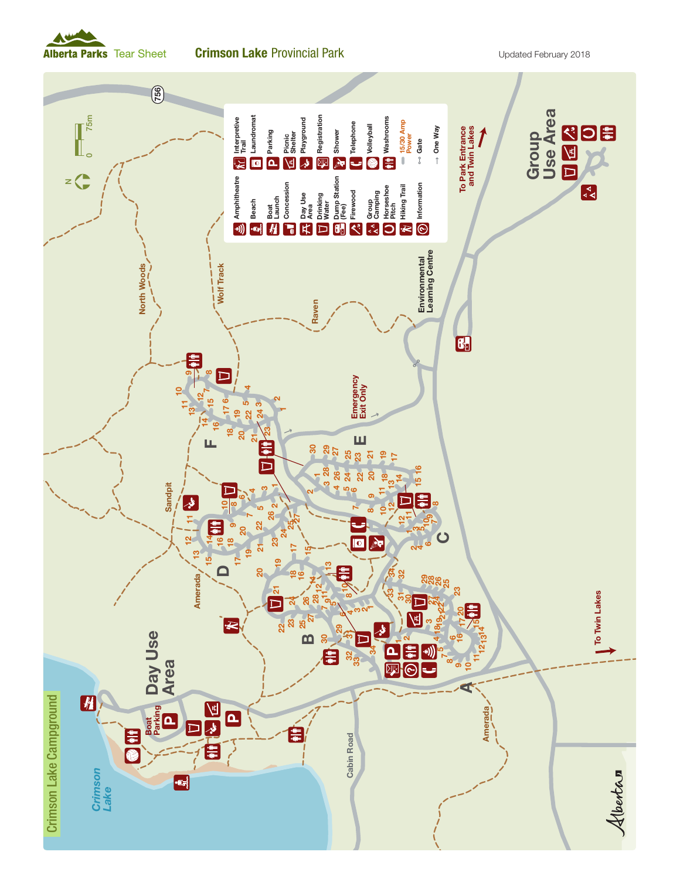Alberta Parks Tear Sheet

# Crimson Lake Provincial Park

Updated February 2018

## Crimson Lake Campground

### Legend

- Amphitheatre
- Beach
- Boat Launch
- Concession
- Day Use Area
- Drinking Water
- Dump Station (Fee)
- Firewood
- Group Camping
- Horseshoe Pitch
- Hiking Trail
- Information
- Interpretive Trail
- Laundromat
- Parking
- Picnic Shelter
- Playground
- Registration
- Shower
- Telephone
- Volleyball
- Washrooms
- 15/30 Amp Power
- Gate
- One Way

0 75m

N

756

Day Use Area

Boat Parking

Crimson Lake

Cabin Road

Amerada

Sandpit

North Woods

Wolf Track

Raven

Emergency Exit Only

Environmental Learning Centre

To Park Entrance and Twin Lakes

To Twin Lakes

Group Use Area

A B C D E F

Alberta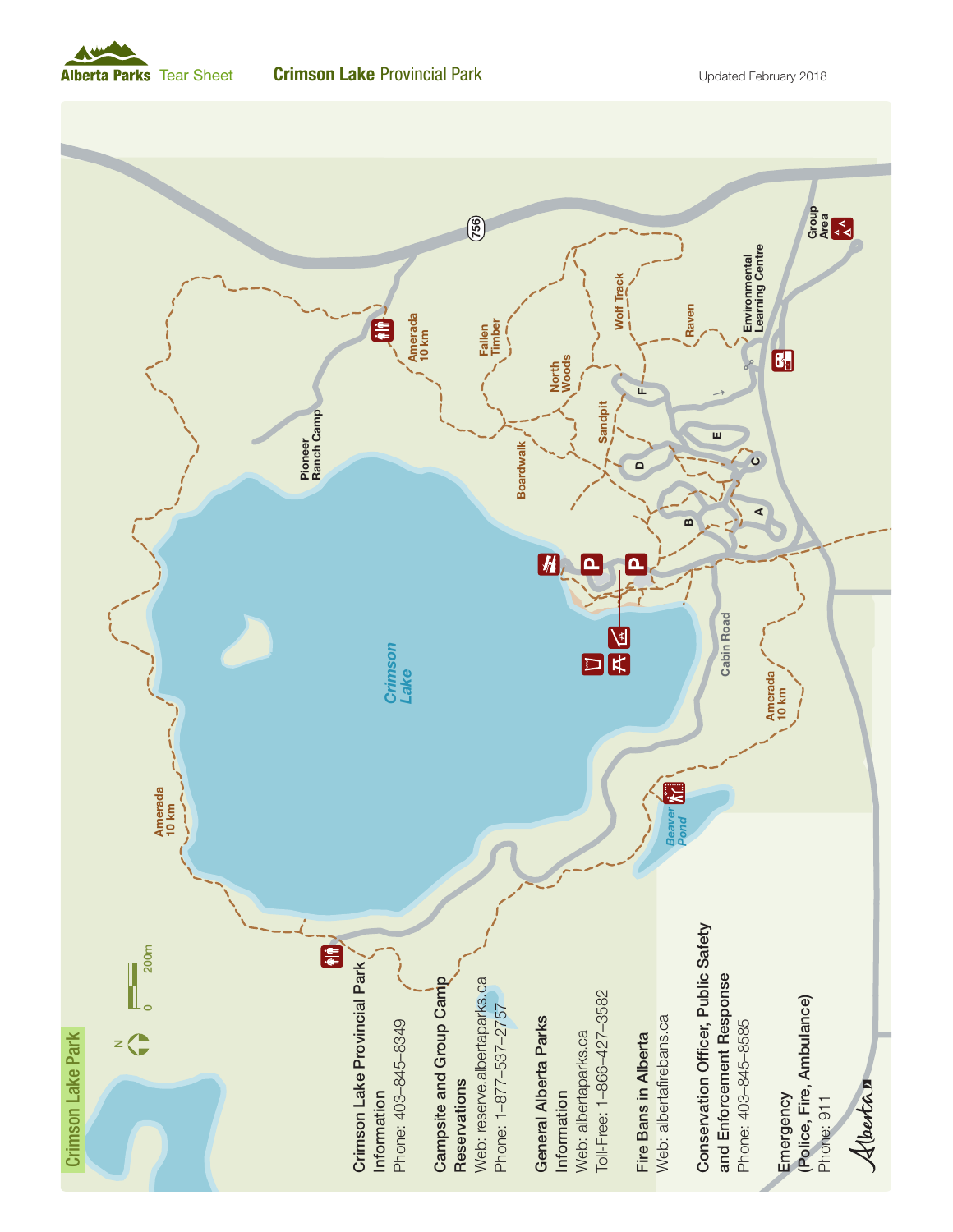Alberta Parks Tear Sheet

# Crimson Lake Provincial Park

Updated February 2018

Crimson Lake Park

Crimson Lake

Beaver Pond

756

Pioneer Ranch Camp

Amerada 10 km

Fallen Timber

North Woods

Wolf Track

Raven

Environmental Learning Centre

Group Area

Boardwalk

Sandpit

Cabin Road

A

B

C

D

E

F

0 200m

N

**Crimson Lake Provincial Park Information**
Phone: 403-845-8349

**Campsite and Group Camp Reservations**
Web: reserve.albertaparks.ca
Phone: 1-877-537-2757

**General Alberta Parks Information**
Web: albertaparks.ca
Toll-Free: 1-866-427-3582

**Fire Bans in Alberta**
Web: albertafirebans.ca

**Conservation Officer, Public Safety and Enforcement Response**
Phone: 403-845-8585

**Emergency (Police, Fire, Ambulance)**
Phone: 911

Alberta